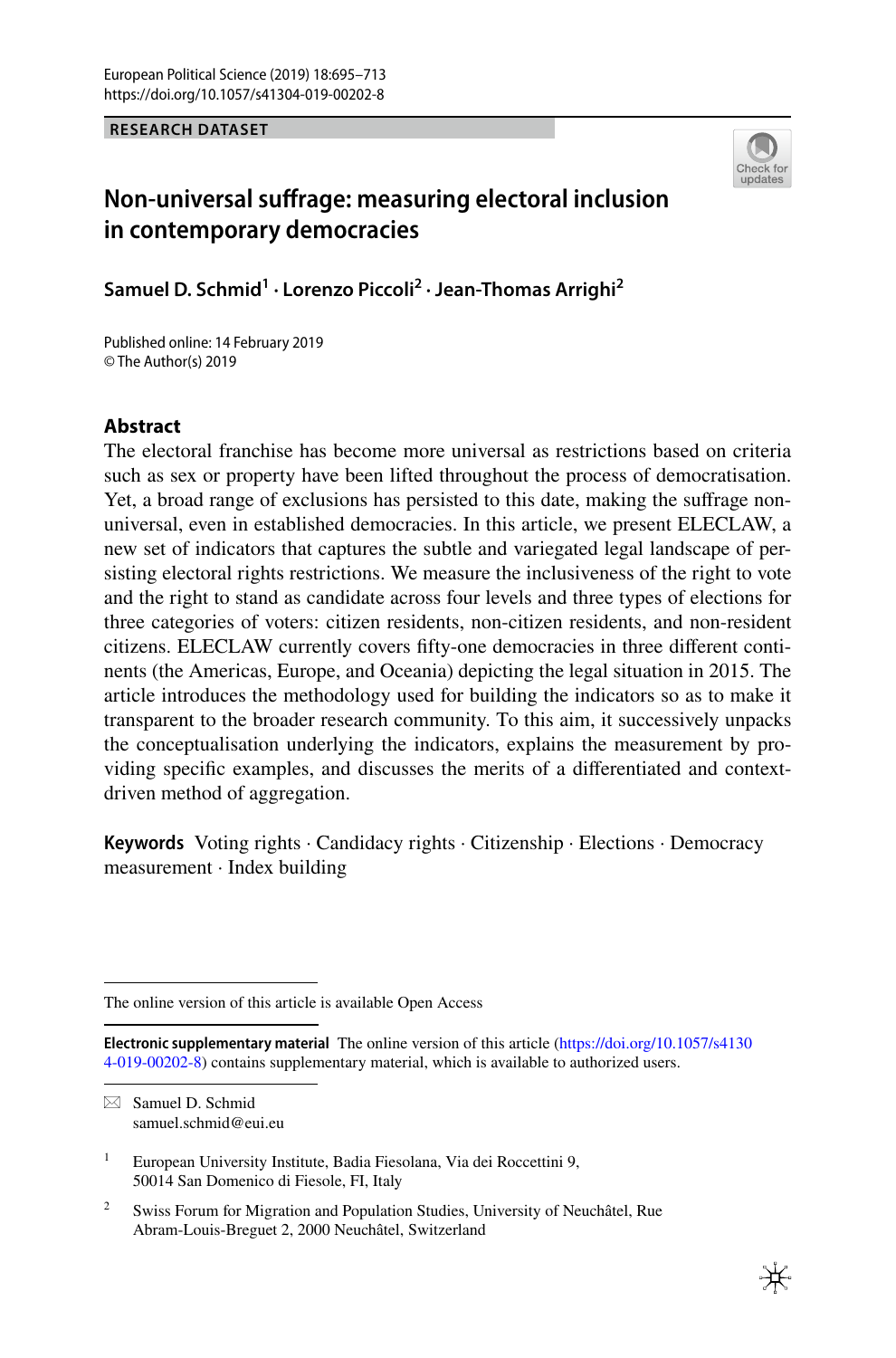RESEARCH DATASET

# Non-universal suffrage: measuring electoral inclusion in contemporary democracies

**Samuel D. Schmid[1] · Lorenzo Piccoli[2] · Jean-Thomas Arrighi[2]**

Published online: 14 February 2019
© The Author(s) 2019

## Abstract

The electoral franchise has become more universal as restrictions based on criteria such as sex or property have been lifted throughout the process of democratisation. Yet, a broad range of exclusions has persisted to this date, making the suffrage non-universal, even in established democracies. In this article, we present ELECLAW, a new set of indicators that captures the subtle and variegated legal landscape of persisting electoral rights restrictions. We measure the inclusiveness of the right to vote and the right to stand as candidate across four levels and three types of elections for three categories of voters: citizen residents, non-citizen residents, and non-resident citizens. ELECLAW currently covers fifty-one democracies in three different continents (the Americas, Europe, and Oceania) depicting the legal situation in 2015. The article introduces the methodology used for building the indicators so as to make it transparent to the broader research community. To this aim, it successively unpacks the conceptualisation underlying the indicators, explains the measurement by providing specific examples, and discusses the merits of a differentiated and context-driven method of aggregation.

**Keywords** Voting rights · Candidacy rights · Citizenship · Elections · Democracy measurement · Index building

---

The online version of this article is available Open Access

**Electronic supplementary material** The online version of this article (https://doi.org/10.1057/s41304-019-00202-8) contains supplementary material, which is available to authorized users.

✉ Samuel D. Schmid
samuel.schmid@eui.eu

[1] European University Institute, Badia Fiesolana, Via dei Roccettini 9, 50014 San Domenico di Fiesole, FI, Italy

[2] Swiss Forum for Migration and Population Studies, University of Neuchâtel, Rue Abram-Louis-Breguet 2, 2000 Neuchâtel, Switzerland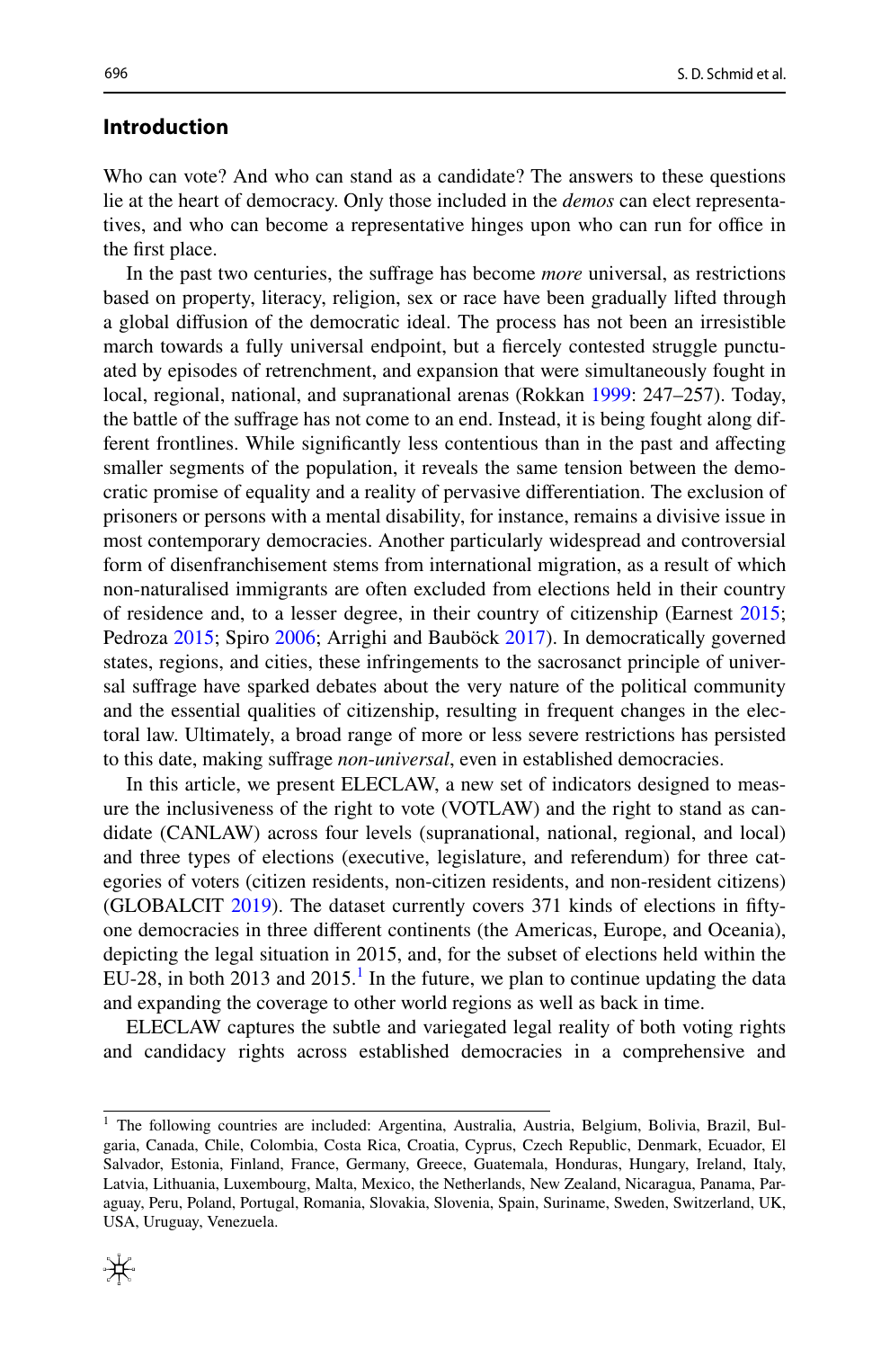## Introduction

Who can vote? And who can stand as a candidate? The answers to these questions lie at the heart of democracy. Only those included in the *demos* can elect representatives, and who can become a representative hinges upon who can run for office in the first place.

In the past two centuries, the suffrage has become *more* universal, as restrictions based on property, literacy, religion, sex or race have been gradually lifted through a global diffusion of the democratic ideal. The process has not been an irresistible march towards a fully universal endpoint, but a fiercely contested struggle punctuated by episodes of retrenchment, and expansion that were simultaneously fought in local, regional, national, and supranational arenas (Rokkan 1999: 247–257). Today, the battle of the suffrage has not come to an end. Instead, it is being fought along different frontlines. While significantly less contentious than in the past and affecting smaller segments of the population, it reveals the same tension between the democratic promise of equality and a reality of pervasive differentiation. The exclusion of prisoners or persons with a mental disability, for instance, remains a divisive issue in most contemporary democracies. Another particularly widespread and controversial form of disenfranchisement stems from international migration, as a result of which non-naturalised immigrants are often excluded from elections held in their country of residence and, to a lesser degree, in their country of citizenship (Earnest 2015; Pedroza 2015; Spiro 2006; Arrighi and Bauböck 2017). In democratically governed states, regions, and cities, these infringements to the sacrosanct principle of universal suffrage have sparked debates about the very nature of the political community and the essential qualities of citizenship, resulting in frequent changes in the electoral law. Ultimately, a broad range of more or less severe restrictions has persisted to this date, making suffrage *non-universal*, even in established democracies.

In this article, we present ELECLAW, a new set of indicators designed to measure the inclusiveness of the right to vote (VOTLAW) and the right to stand as candidate (CANLAW) across four levels (supranational, national, regional, and local) and three types of elections (executive, legislature, and referendum) for three categories of voters (citizen residents, non-citizen residents, and non-resident citizens) (GLOBALCIT 2019). The dataset currently covers 371 kinds of elections in fifty-one democracies in three different continents (the Americas, Europe, and Oceania), depicting the legal situation in 2015, and, for the subset of elections held within the EU-28, in both 2013 and 2015.[1] In the future, we plan to continue updating the data and expanding the coverage to other world regions as well as back in time.

ELECLAW captures the subtle and variegated legal reality of both voting rights and candidacy rights across established democracies in a comprehensive and

[1] The following countries are included: Argentina, Australia, Austria, Belgium, Bolivia, Brazil, Bulgaria, Canada, Chile, Colombia, Costa Rica, Croatia, Cyprus, Czech Republic, Denmark, Ecuador, El Salvador, Estonia, Finland, France, Germany, Greece, Guatemala, Honduras, Hungary, Ireland, Italy, Latvia, Lithuania, Luxembourg, Malta, Mexico, the Netherlands, New Zealand, Nicaragua, Panama, Paraguay, Peru, Poland, Portugal, Romania, Slovakia, Slovenia, Spain, Suriname, Sweden, Switzerland, UK, USA, Uruguay, Venezuela.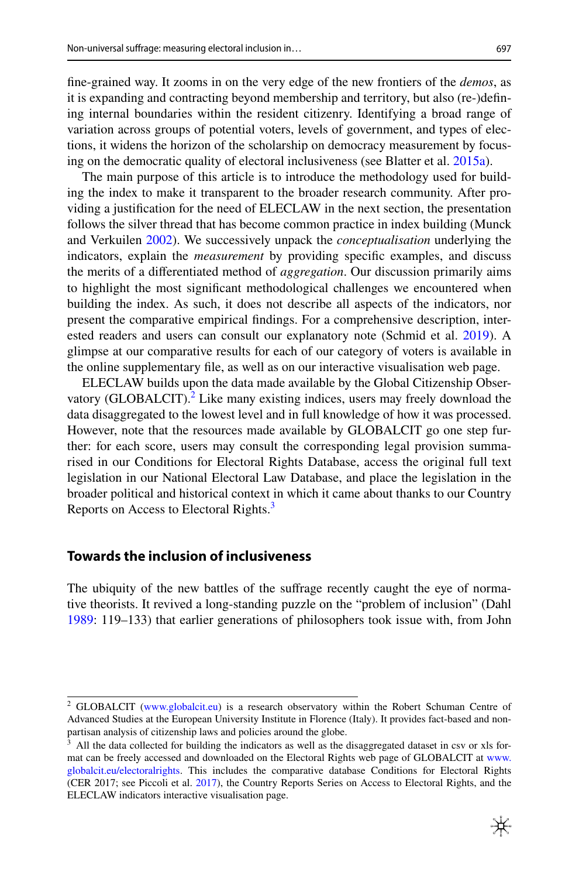fine-grained way. It zooms in on the very edge of the new frontiers of the *demos*, as it is expanding and contracting beyond membership and territory, but also (re-)defining internal boundaries within the resident citizenry. Identifying a broad range of variation across groups of potential voters, levels of government, and types of elections, it widens the horizon of the scholarship on democracy measurement by focusing on the democratic quality of electoral inclusiveness (see Blatter et al. 2015a).

The main purpose of this article is to introduce the methodology used for building the index to make it transparent to the broader research community. After providing a justification for the need of ELECLAW in the next section, the presentation follows the silver thread that has become common practice in index building (Munck and Verkuilen 2002). We successively unpack the *conceptualisation* underlying the indicators, explain the *measurement* by providing specific examples, and discuss the merits of a differentiated method of *aggregation*. Our discussion primarily aims to highlight the most significant methodological challenges we encountered when building the index. As such, it does not describe all aspects of the indicators, nor present the comparative empirical findings. For a comprehensive description, interested readers and users can consult our explanatory note (Schmid et al. 2019). A glimpse at our comparative results for each of our category of voters is available in the online supplementary file, as well as on our interactive visualisation web page.

ELECLAW builds upon the data made available by the Global Citizenship Observatory (GLOBALCIT).[2] Like many existing indices, users may freely download the data disaggregated to the lowest level and in full knowledge of how it was processed. However, note that the resources made available by GLOBALCIT go one step further: for each score, users may consult the corresponding legal provision summarised in our Conditions for Electoral Rights Database, access the original full text legislation in our National Electoral Law Database, and place the legislation in the broader political and historical context in which it came about thanks to our Country Reports on Access to Electoral Rights.[3]

## Towards the inclusion of inclusiveness

The ubiquity of the new battles of the suffrage recently caught the eye of normative theorists. It revived a long-standing puzzle on the "problem of inclusion" (Dahl 1989: 119–133) that earlier generations of philosophers took issue with, from John

---

[2] GLOBALCIT (www.globalcit.eu) is a research observatory within the Robert Schuman Centre of Advanced Studies at the European University Institute in Florence (Italy). It provides fact-based and non-partisan analysis of citizenship laws and policies around the globe.

[3] All the data collected for building the indicators as well as the disaggregated dataset in csv or xls format can be freely accessed and downloaded on the Electoral Rights web page of GLOBALCIT at www.globalcit.eu/electoralrights. This includes the comparative database Conditions for Electoral Rights (CER 2017; see Piccoli et al. 2017), the Country Reports Series on Access to Electoral Rights, and the ELECLAW indicators interactive visualisation page.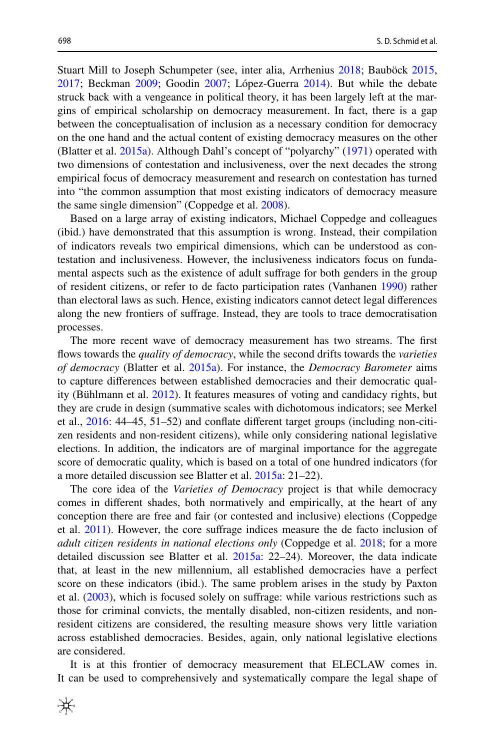Stuart Mill to Joseph Schumpeter (see, inter alia, Arrhenius 2018; Bauböck 2015, 2017; Beckman 2009; Goodin 2007; López-Guerra 2014). But while the debate struck back with a vengeance in political theory, it has been largely left at the margins of empirical scholarship on democracy measurement. In fact, there is a gap between the conceptualisation of inclusion as a necessary condition for democracy on the one hand and the actual content of existing democracy measures on the other (Blatter et al. 2015a). Although Dahl's concept of "polyarchy" (1971) operated with two dimensions of contestation and inclusiveness, over the next decades the strong empirical focus of democracy measurement and research on contestation has turned into "the common assumption that most existing indicators of democracy measure the same single dimension" (Coppedge et al. 2008).

Based on a large array of existing indicators, Michael Coppedge and colleagues (ibid.) have demonstrated that this assumption is wrong. Instead, their compilation of indicators reveals two empirical dimensions, which can be understood as contestation and inclusiveness. However, the inclusiveness indicators focus on fundamental aspects such as the existence of adult suffrage for both genders in the group of resident citizens, or refer to de facto participation rates (Vanhanen 1990) rather than electoral laws as such. Hence, existing indicators cannot detect legal differences along the new frontiers of suffrage. Instead, they are tools to trace democratisation processes.

The more recent wave of democracy measurement has two streams. The first flows towards the *quality of democracy*, while the second drifts towards the *varieties of democracy* (Blatter et al. 2015a). For instance, the *Democracy Barometer* aims to capture differences between established democracies and their democratic quality (Bühlmann et al. 2012). It features measures of voting and candidacy rights, but they are crude in design (summative scales with dichotomous indicators; see Merkel et al., 2016: 44–45, 51–52) and conflate different target groups (including non-citizen residents and non-resident citizens), while only considering national legislative elections. In addition, the indicators are of marginal importance for the aggregate score of democratic quality, which is based on a total of one hundred indicators (for a more detailed discussion see Blatter et al. 2015a: 21–22).

The core idea of the *Varieties of Democracy* project is that while democracy comes in different shades, both normatively and empirically, at the heart of any conception there are free and fair (or contested and inclusive) elections (Coppedge et al. 2011). However, the core suffrage indices measure the de facto inclusion of *adult citizen residents in national elections only* (Coppedge et al. 2018; for a more detailed discussion see Blatter et al. 2015a: 22–24). Moreover, the data indicate that, at least in the new millennium, all established democracies have a perfect score on these indicators (ibid.). The same problem arises in the study by Paxton et al. (2003), which is focused solely on suffrage: while various restrictions such as those for criminal convicts, the mentally disabled, non-citizen residents, and non-resident citizens are considered, the resulting measure shows very little variation across established democracies. Besides, again, only national legislative elections are considered.

It is at this frontier of democracy measurement that ELECLAW comes in. It can be used to comprehensively and systematically compare the legal shape of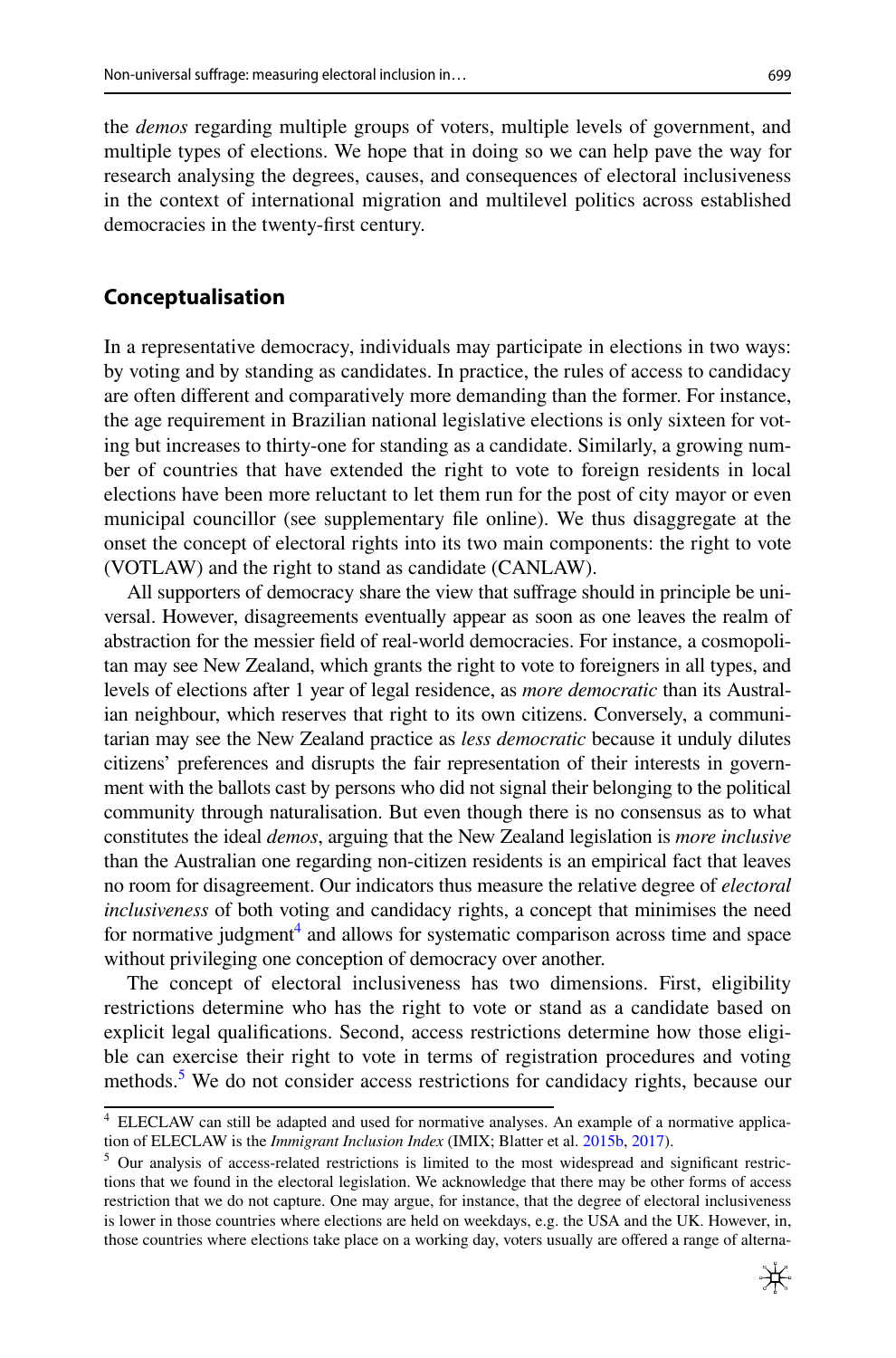the *demos* regarding multiple groups of voters, multiple levels of government, and multiple types of elections. We hope that in doing so we can help pave the way for research analysing the degrees, causes, and consequences of electoral inclusiveness in the context of international migration and multilevel politics across established democracies in the twenty-first century.

## Conceptualisation

In a representative democracy, individuals may participate in elections in two ways: by voting and by standing as candidates. In practice, the rules of access to candidacy are often different and comparatively more demanding than the former. For instance, the age requirement in Brazilian national legislative elections is only sixteen for voting but increases to thirty-one for standing as a candidate. Similarly, a growing number of countries that have extended the right to vote to foreign residents in local elections have been more reluctant to let them run for the post of city mayor or even municipal councillor (see supplementary file online). We thus disaggregate at the onset the concept of electoral rights into its two main components: the right to vote (VOTLAW) and the right to stand as candidate (CANLAW).

All supporters of democracy share the view that suffrage should in principle be universal. However, disagreements eventually appear as soon as one leaves the realm of abstraction for the messier field of real-world democracies. For instance, a cosmopolitan may see New Zealand, which grants the right to vote to foreigners in all types, and levels of elections after 1 year of legal residence, as *more democratic* than its Australian neighbour, which reserves that right to its own citizens. Conversely, a communitarian may see the New Zealand practice as *less democratic* because it unduly dilutes citizens' preferences and disrupts the fair representation of their interests in government with the ballots cast by persons who did not signal their belonging to the political community through naturalisation. But even though there is no consensus as to what constitutes the ideal *demos*, arguing that the New Zealand legislation is *more inclusive* than the Australian one regarding non-citizen residents is an empirical fact that leaves no room for disagreement. Our indicators thus measure the relative degree of *electoral inclusiveness* of both voting and candidacy rights, a concept that minimises the need for normative judgment[4] and allows for systematic comparison across time and space without privileging one conception of democracy over another.

The concept of electoral inclusiveness has two dimensions. First, eligibility restrictions determine who has the right to vote or stand as a candidate based on explicit legal qualifications. Second, access restrictions determine how those eligible can exercise their right to vote in terms of registration procedures and voting methods.[5] We do not consider access restrictions for candidacy rights, because our

---

[4] ELECLAW can still be adapted and used for normative analyses. An example of a normative application of ELECLAW is the *Immigrant Inclusion Index* (IMIX; Blatter et al. 2015b, 2017).

[5] Our analysis of access-related restrictions is limited to the most widespread and significant restrictions that we found in the electoral legislation. We acknowledge that there may be other forms of access restriction that we do not capture. One may argue, for instance, that the degree of electoral inclusiveness is lower in those countries where elections are held on weekdays, e.g. the USA and the UK. However, in, those countries where elections take place on a working day, voters usually are offered a range of alterna-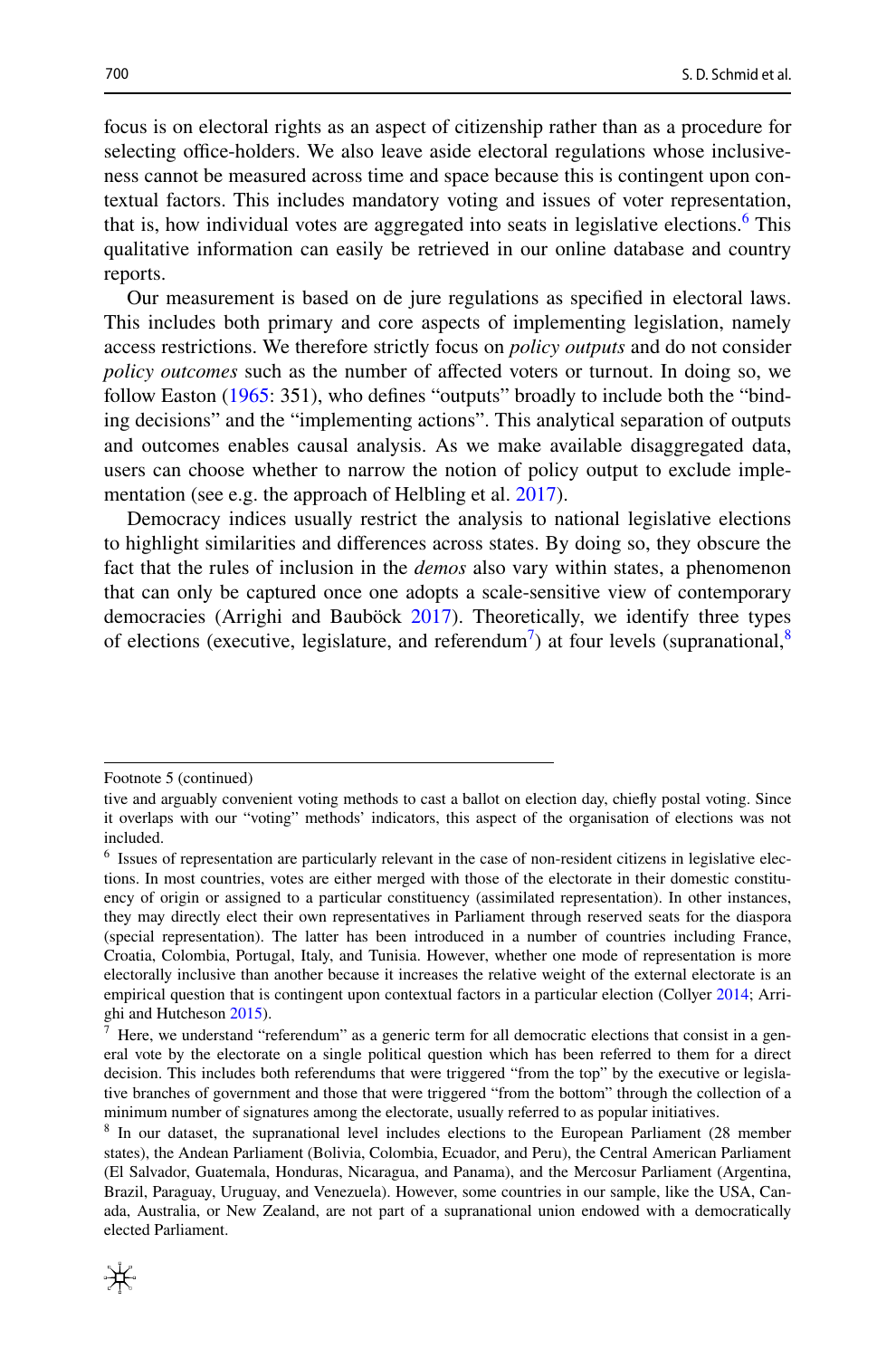focus is on electoral rights as an aspect of citizenship rather than as a procedure for selecting office-holders. We also leave aside electoral regulations whose inclusiveness cannot be measured across time and space because this is contingent upon contextual factors. This includes mandatory voting and issues of voter representation, that is, how individual votes are aggregated into seats in legislative elections.[6] This qualitative information can easily be retrieved in our online database and country reports.

Our measurement is based on de jure regulations as specified in electoral laws. This includes both primary and core aspects of implementing legislation, namely access restrictions. We therefore strictly focus on *policy outputs* and do not consider *policy outcomes* such as the number of affected voters or turnout. In doing so, we follow Easton (1965: 351), who defines "outputs" broadly to include both the "binding decisions" and the "implementing actions". This analytical separation of outputs and outcomes enables causal analysis. As we make available disaggregated data, users can choose whether to narrow the notion of policy output to exclude implementation (see e.g. the approach of Helbling et al. 2017).

Democracy indices usually restrict the analysis to national legislative elections to highlight similarities and differences across states. By doing so, they obscure the fact that the rules of inclusion in the *demos* also vary within states, a phenomenon that can only be captured once one adopts a scale-sensitive view of contemporary democracies (Arrighi and Bauböck 2017). Theoretically, we identify three types of elections (executive, legislature, and referendum[7]) at four levels (supranational,[8]

---

Footnote 5 (continued)

tive and arguably convenient voting methods to cast a ballot on election day, chiefly postal voting. Since it overlaps with our "voting" methods' indicators, this aspect of the organisation of elections was not included.

[6] Issues of representation are particularly relevant in the case of non-resident citizens in legislative elections. In most countries, votes are either merged with those of the electorate in their domestic constituency of origin or assigned to a particular constituency (assimilated representation). In other instances, they may directly elect their own representatives in Parliament through reserved seats for the diaspora (special representation). The latter has been introduced in a number of countries including France, Croatia, Colombia, Portugal, Italy, and Tunisia. However, whether one mode of representation is more electorally inclusive than another because it increases the relative weight of the external electorate is an empirical question that is contingent upon contextual factors in a particular election (Collyer 2014; Arrighi and Hutcheson 2015).

[7] Here, we understand "referendum" as a generic term for all democratic elections that consist in a general vote by the electorate on a single political question which has been referred to them for a direct decision. This includes both referendums that were triggered "from the top" by the executive or legislative branches of government and those that were triggered "from the bottom" through the collection of a minimum number of signatures among the electorate, usually referred to as popular initiatives.

[8] In our dataset, the supranational level includes elections to the European Parliament (28 member states), the Andean Parliament (Bolivia, Colombia, Ecuador, and Peru), the Central American Parliament (El Salvador, Guatemala, Honduras, Nicaragua, and Panama), and the Mercosur Parliament (Argentina, Brazil, Paraguay, Uruguay, and Venezuela). However, some countries in our sample, like the USA, Canada, Australia, or New Zealand, are not part of a supranational union endowed with a democratically elected Parliament.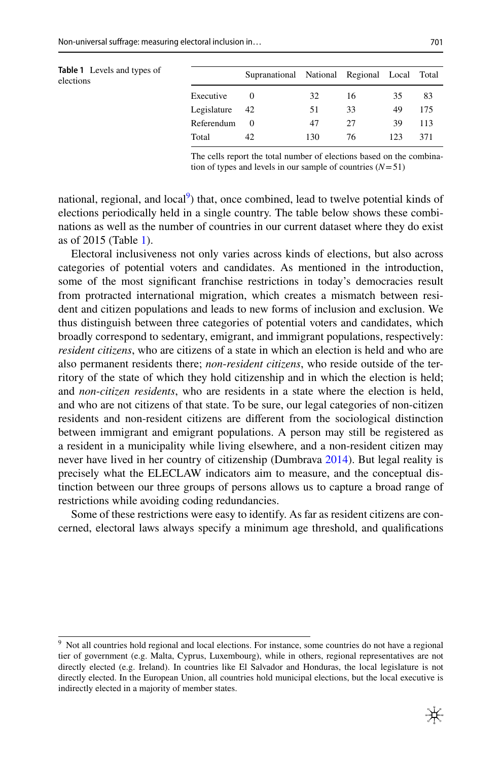**Table 1** Levels and types of elections

| | Supranational | National | Regional | Local | Total |
|---|---|---|---|---|---|
| Executive | 0 | 32 | 16 | 35 | 83 |
| Legislature | 42 | 51 | 33 | 49 | 175 |
| Referendum | 0 | 47 | 27 | 39 | 113 |
| Total | 42 | 130 | 76 | 123 | 371 |

The cells report the total number of elections based on the combination of types and levels in our sample of countries ($N = 51$)

national, regional, and local[9]) that, once combined, lead to twelve potential kinds of elections periodically held in a single country. The table below shows these combinations as well as the number of countries in our current dataset where they do exist as of 2015 (Table 1).

Electoral inclusiveness not only varies across kinds of elections, but also across categories of potential voters and candidates. As mentioned in the introduction, some of the most significant franchise restrictions in today's democracies result from protracted international migration, which creates a mismatch between resident and citizen populations and leads to new forms of inclusion and exclusion. We thus distinguish between three categories of potential voters and candidates, which broadly correspond to sedentary, emigrant, and immigrant populations, respectively: *resident citizens*, who are citizens of a state in which an election is held and who are also permanent residents there; *non-resident citizens*, who reside outside of the territory of the state of which they hold citizenship and in which the election is held; and *non-citizen residents*, who are residents in a state where the election is held, and who are not citizens of that state. To be sure, our legal categories of non-citizen residents and non-resident citizens are different from the sociological distinction between immigrant and emigrant populations. A person may still be registered as a resident in a municipality while living elsewhere, and a non-resident citizen may never have lived in her country of citizenship (Dumbrava 2014). But legal reality is precisely what the ELECLAW indicators aim to measure, and the conceptual distinction between our three groups of persons allows us to capture a broad range of restrictions while avoiding coding redundancies.

Some of these restrictions were easy to identify. As far as resident citizens are concerned, electoral laws always specify a minimum age threshold, and qualifications

[9] Not all countries hold regional and local elections. For instance, some countries do not have a regional tier of government (e.g. Malta, Cyprus, Luxembourg), while in others, regional representatives are not directly elected (e.g. Ireland). In countries like El Salvador and Honduras, the local legislature is not directly elected. In the European Union, all countries hold municipal elections, but the local executive is indirectly elected in a majority of member states.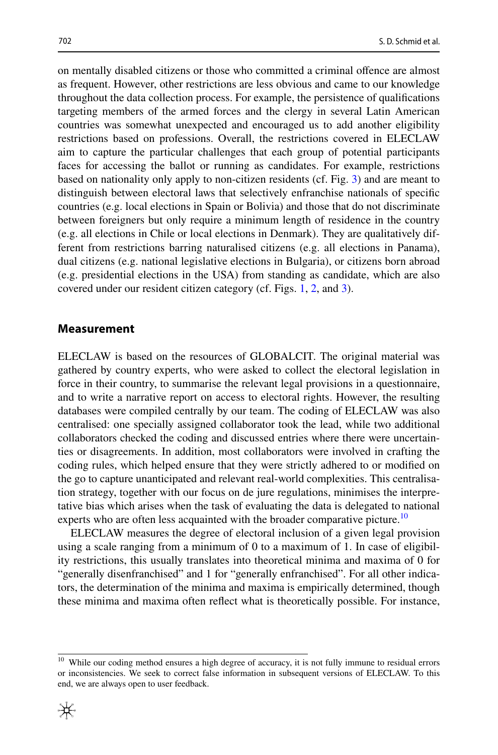on mentally disabled citizens or those who committed a criminal offence are almost as frequent. However, other restrictions are less obvious and came to our knowledge throughout the data collection process. For example, the persistence of qualifications targeting members of the armed forces and the clergy in several Latin American countries was somewhat unexpected and encouraged us to add another eligibility restrictions based on professions. Overall, the restrictions covered in ELECLAW aim to capture the particular challenges that each group of potential participants faces for accessing the ballot or running as candidates. For example, restrictions based on nationality only apply to non-citizen residents (cf. Fig. 3) and are meant to distinguish between electoral laws that selectively enfranchise nationals of specific countries (e.g. local elections in Spain or Bolivia) and those that do not discriminate between foreigners but only require a minimum length of residence in the country (e.g. all elections in Chile or local elections in Denmark). They are qualitatively different from restrictions barring naturalised citizens (e.g. all elections in Panama), dual citizens (e.g. national legislative elections in Bulgaria), or citizens born abroad (e.g. presidential elections in the USA) from standing as candidate, which are also covered under our resident citizen category (cf. Figs. 1, 2, and 3).

## Measurement

ELECLAW is based on the resources of GLOBALCIT. The original material was gathered by country experts, who were asked to collect the electoral legislation in force in their country, to summarise the relevant legal provisions in a questionnaire, and to write a narrative report on access to electoral rights. However, the resulting databases were compiled centrally by our team. The coding of ELECLAW was also centralised: one specially assigned collaborator took the lead, while two additional collaborators checked the coding and discussed entries where there were uncertainties or disagreements. In addition, most collaborators were involved in crafting the coding rules, which helped ensure that they were strictly adhered to or modified on the go to capture unanticipated and relevant real-world complexities. This centralisation strategy, together with our focus on de jure regulations, minimises the interpretative bias which arises when the task of evaluating the data is delegated to national experts who are often less acquainted with the broader comparative picture.[10]

ELECLAW measures the degree of electoral inclusion of a given legal provision using a scale ranging from a minimum of 0 to a maximum of 1. In case of eligibility restrictions, this usually translates into theoretical minima and maxima of 0 for "generally disenfranchised" and 1 for "generally enfranchised". For all other indicators, the determination of the minima and maxima is empirically determined, though these minima and maxima often reflect what is theoretically possible. For instance,

[10] While our coding method ensures a high degree of accuracy, it is not fully immune to residual errors or inconsistencies. We seek to correct false information in subsequent versions of ELECLAW. To this end, we are always open to user feedback.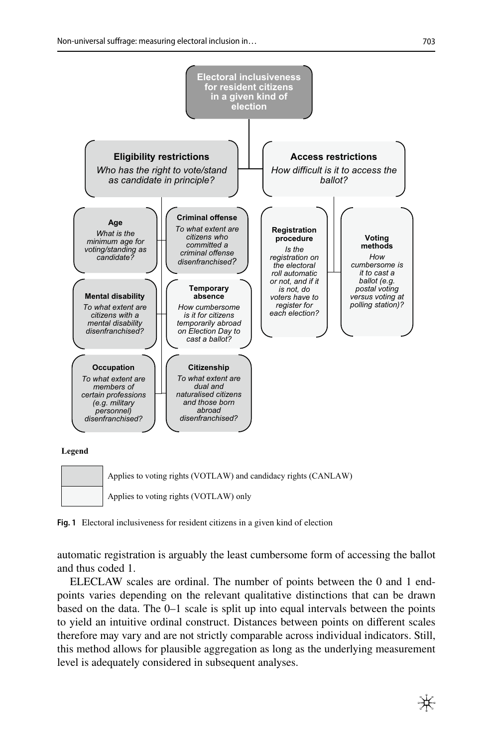Electoral inclusiveness for resident citizens in a given kind of election

**Eligibility restrictions**
*Who has the right to vote/stand as candidate in principle?*

**Age**
*What is the minimum age for voting/standing as candidate?*

**Criminal offense**
*To what extent are citizens who committed a criminal offense disenfranchised?*

**Mental disability**
*To what extent are citizens with a mental disability disenfranchised?*

**Temporary absence**
*How cumbersome is it for citizens temporarily abroad on Election Day to cast a ballot?*

**Occupation**
*To what extent are members of certain professions (e.g. military personnel) disenfranchised?*

**Citizenship**
*To what extent are dual and naturalised citizens and those born abroad disenfranchised?*

**Access restrictions**
*How difficult is it to access the ballot?*

**Registration procedure**
*Is the registration on the electoral roll automatic or not, and if it is not, do voters have to register for each election?*

**Voting methods**
*How cumbersome is it to cast a ballot (e.g. postal voting versus voting at polling station)?*

**Legend**

Applies to voting rights (VOTLAW) and candidacy rights (CANLAW)

Applies to voting rights (VOTLAW) only

**Fig. 1** Electoral inclusiveness for resident citizens in a given kind of election

automatic registration is arguably the least cumbersome form of accessing the ballot and thus coded 1.

ELECLAW scales are ordinal. The number of points between the 0 and 1 endpoints varies depending on the relevant qualitative distinctions that can be drawn based on the data. The 0–1 scale is split up into equal intervals between the points to yield an intuitive ordinal construct. Distances between points on different scales therefore may vary and are not strictly comparable across individual indicators. Still, this method allows for plausible aggregation as long as the underlying measurement level is adequately considered in subsequent analyses.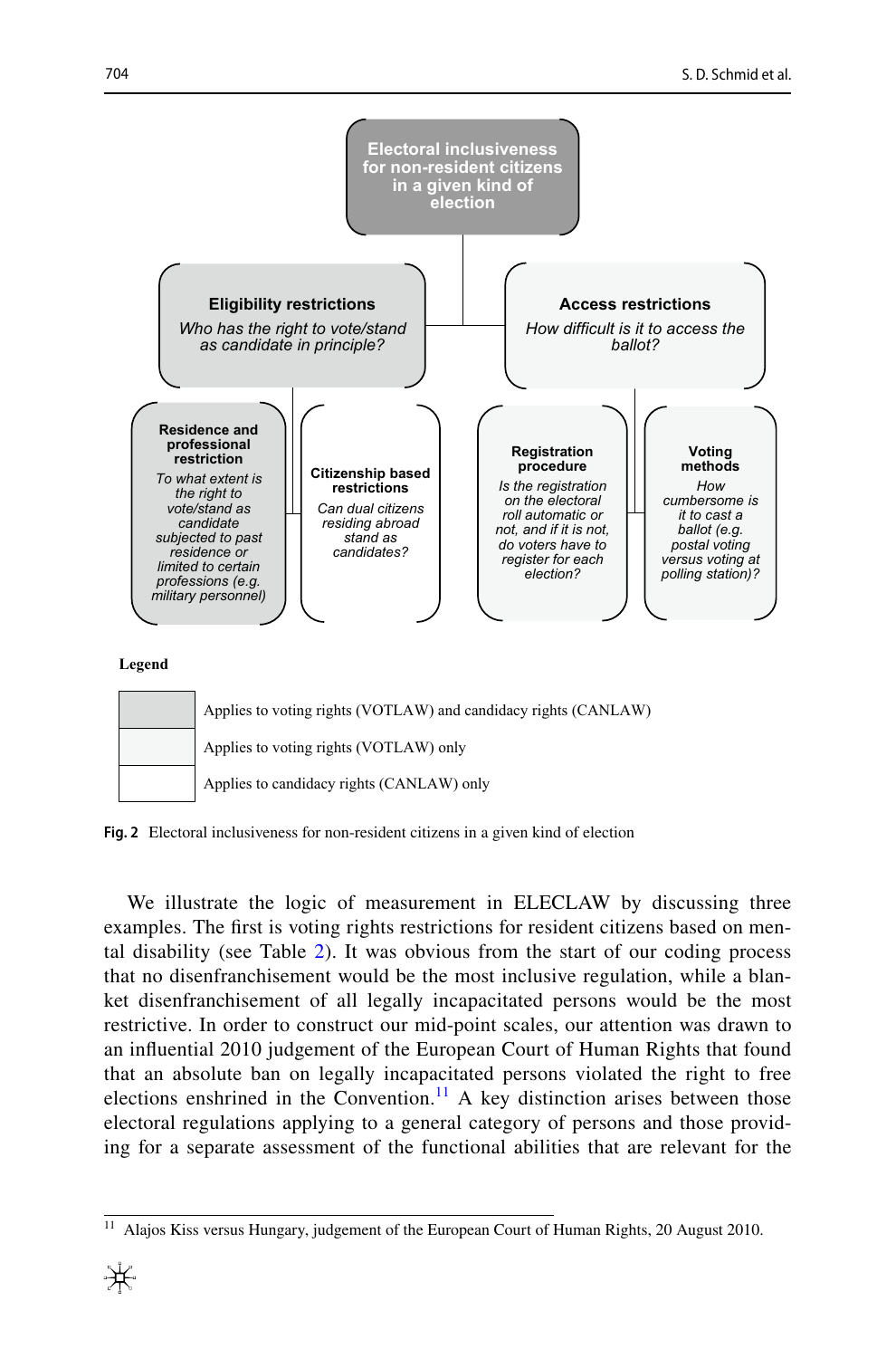Electoral inclusiveness for non-resident citizens in a given kind of election

**Eligibility restrictions**
*Who has the right to vote/stand as candidate in principle?*

**Access restrictions**
*How difficult is it to access the ballot?*

**Residence and professional restriction**
*To what extent is the right to vote/stand as candidate subjected to past residence or limited to certain professions (e.g. military personnel)*

**Citizenship based restrictions**
*Can dual citizens residing abroad stand as candidates?*

**Registration procedure**
*Is the registration on the electoral roll automatic or not, and if it is not, do voters have to register for each election?*

**Voting methods**
*How cumbersome is it to cast a ballot (e.g. postal voting versus voting at polling station)?*

**Legend**

| | |
|---|---|
| | Applies to voting rights (VOTLAW) and candidacy rights (CANLAW) |
| | Applies to voting rights (VOTLAW) only |
| | Applies to candidacy rights (CANLAW) only |

**Fig. 2** Electoral inclusiveness for non-resident citizens in a given kind of election

We illustrate the logic of measurement in ELECLAW by discussing three examples. The first is voting rights restrictions for resident citizens based on mental disability (see Table 2). It was obvious from the start of our coding process that no disenfranchisement would be the most inclusive regulation, while a blanket disenfranchisement of all legally incapacitated persons would be the most restrictive. In order to construct our mid-point scales, our attention was drawn to an influential 2010 judgement of the European Court of Human Rights that found that an absolute ban on legally incapacitated persons violated the right to free elections enshrined in the Convention.[11] A key distinction arises between those electoral regulations applying to a general category of persons and those providing for a separate assessment of the functional abilities that are relevant for the

[11] Alajos Kiss versus Hungary, judgement of the European Court of Human Rights, 20 August 2010.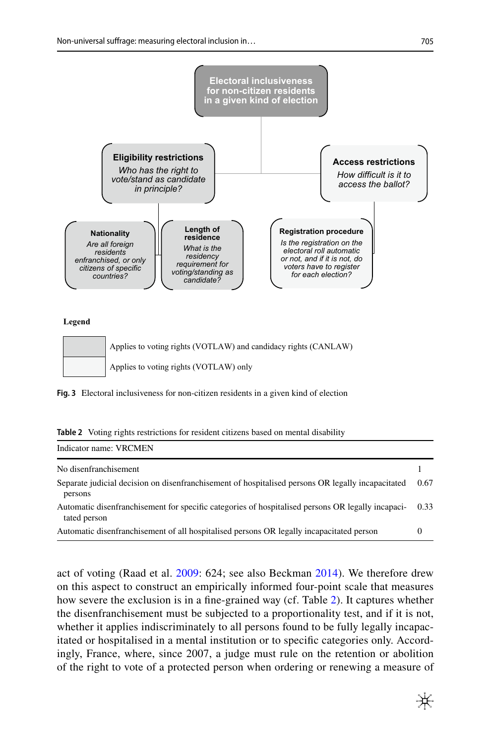Electoral inclusiveness for non-citizen residents in a given kind of election

**Eligibility restrictions**
*Who has the right to vote/stand as candidate in principle?*

**Access restrictions**
*How difficult is it to access the ballot?*

**Nationality**
*Are all foreign residents enfranchised, or only citizens of specific countries?*

**Length of residence**
*What is the residency requirement for voting/standing as candidate?*

**Registration procedure**
*Is the registration on the electoral roll automatic or not, and if it is not, do voters have to register for each election?*

**Legend**

| | |
|---|---|
| (darker shading) | Applies to voting rights (VOTLAW) and candidacy rights (CANLAW) |
| (lighter shading) | Applies to voting rights (VOTLAW) only |

**Fig. 3** Electoral inclusiveness for non-citizen residents in a given kind of election

**Table 2** Voting rights restrictions for resident citizens based on mental disability

| Indicator name: VRCMEN | |
|---|---|
| No disenfranchisement | 1 |
| Separate judicial decision on disenfranchisement of hospitalised persons OR legally incapacitated persons | 0.67 |
| Automatic disenfranchisement for specific categories of hospitalised persons OR legally incapacitated person | 0.33 |
| Automatic disenfranchisement of all hospitalised persons OR legally incapacitated person | 0 |

act of voting (Raad et al. 2009: 624; see also Beckman 2014). We therefore drew on this aspect to construct an empirically informed four-point scale that measures how severe the exclusion is in a fine-grained way (cf. Table 2). It captures whether the disenfranchisement must be subjected to a proportionality test, and if it is not, whether it applies indiscriminately to all persons found to be fully legally incapacitated or hospitalised in a mental institution or to specific categories only. Accordingly, France, where, since 2007, a judge must rule on the retention or abolition of the right to vote of a protected person when ordering or renewing a measure of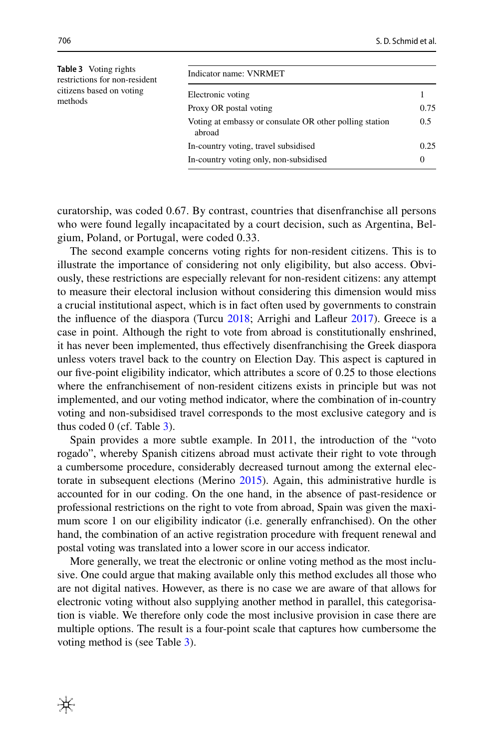**Table 3** Voting rights restrictions for non-resident citizens based on voting methods

| Indicator name: VNRMET | |
|---|---|
| Electronic voting | 1 |
| Proxy OR postal voting | 0.75 |
| Voting at embassy or consulate OR other polling station abroad | 0.5 |
| In-country voting, travel subsidised | 0.25 |
| In-country voting only, non-subsidised | 0 |

curatorship, was coded 0.67. By contrast, countries that disenfranchise all persons who were found legally incapacitated by a court decision, such as Argentina, Belgium, Poland, or Portugal, were coded 0.33.

The second example concerns voting rights for non-resident citizens. This is to illustrate the importance of considering not only eligibility, but also access. Obviously, these restrictions are especially relevant for non-resident citizens: any attempt to measure their electoral inclusion without considering this dimension would miss a crucial institutional aspect, which is in fact often used by governments to constrain the influence of the diaspora (Turcu 2018; Arrighi and Lafleur 2017). Greece is a case in point. Although the right to vote from abroad is constitutionally enshrined, it has never been implemented, thus effectively disenfranchising the Greek diaspora unless voters travel back to the country on Election Day. This aspect is captured in our five-point eligibility indicator, which attributes a score of 0.25 to those elections where the enfranchisement of non-resident citizens exists in principle but was not implemented, and our voting method indicator, where the combination of in-country voting and non-subsidised travel corresponds to the most exclusive category and is thus coded 0 (cf. Table 3).

Spain provides a more subtle example. In 2011, the introduction of the "voto rogado", whereby Spanish citizens abroad must activate their right to vote through a cumbersome procedure, considerably decreased turnout among the external electorate in subsequent elections (Merino 2015). Again, this administrative hurdle is accounted for in our coding. On the one hand, in the absence of past-residence or professional restrictions on the right to vote from abroad, Spain was given the maximum score 1 on our eligibility indicator (i.e. generally enfranchised). On the other hand, the combination of an active registration procedure with frequent renewal and postal voting was translated into a lower score in our access indicator.

More generally, we treat the electronic or online voting method as the most inclusive. One could argue that making available only this method excludes all those who are not digital natives. However, as there is no case we are aware of that allows for electronic voting without also supplying another method in parallel, this categorisation is viable. We therefore only code the most inclusive provision in case there are multiple options. The result is a four-point scale that captures how cumbersome the voting method is (see Table 3).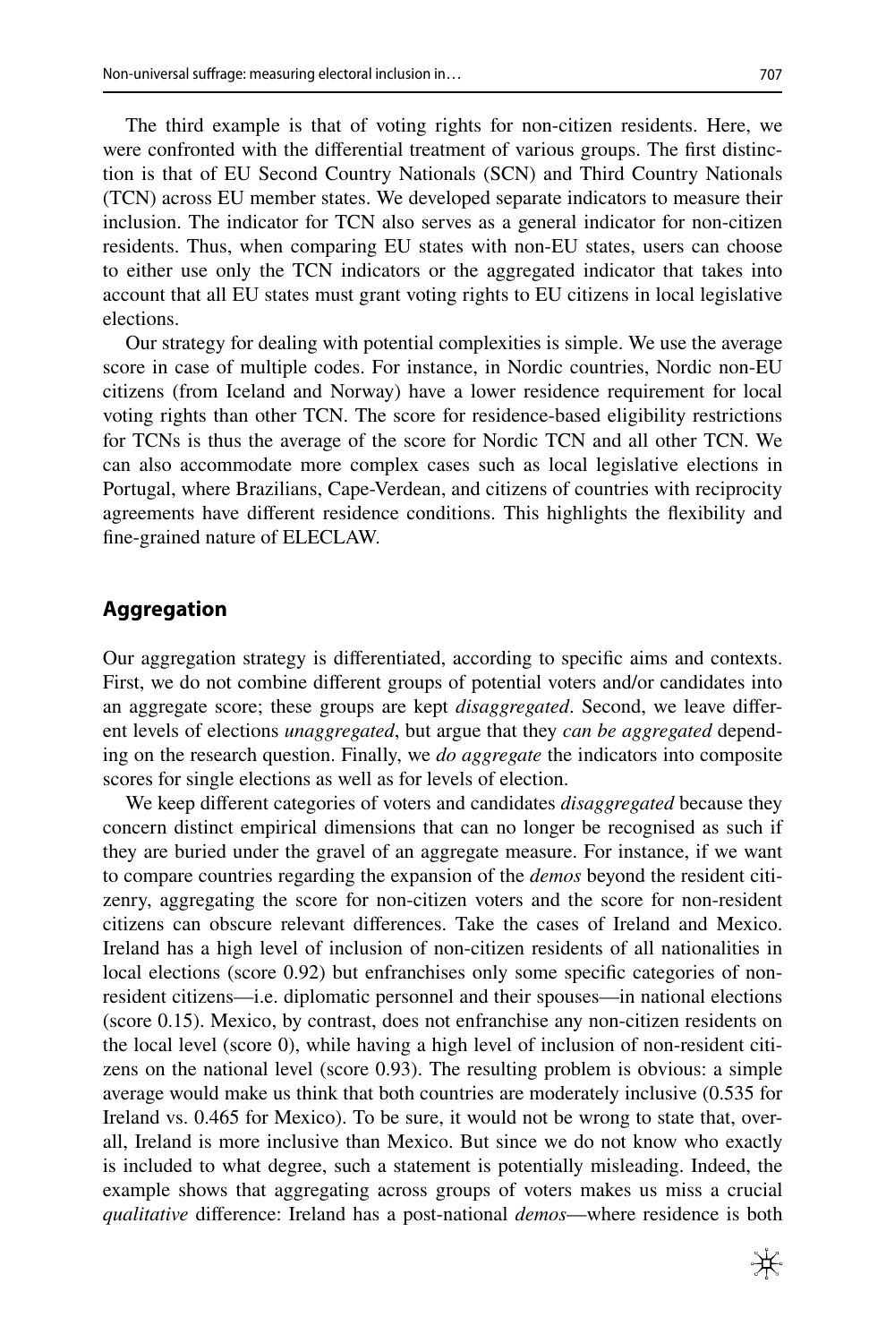The third example is that of voting rights for non-citizen residents. Here, we were confronted with the differential treatment of various groups. The first distinction is that of EU Second Country Nationals (SCN) and Third Country Nationals (TCN) across EU member states. We developed separate indicators to measure their inclusion. The indicator for TCN also serves as a general indicator for non-citizen residents. Thus, when comparing EU states with non-EU states, users can choose to either use only the TCN indicators or the aggregated indicator that takes into account that all EU states must grant voting rights to EU citizens in local legislative elections.

Our strategy for dealing with potential complexities is simple. We use the average score in case of multiple codes. For instance, in Nordic countries, Nordic non-EU citizens (from Iceland and Norway) have a lower residence requirement for local voting rights than other TCN. The score for residence-based eligibility restrictions for TCNs is thus the average of the score for Nordic TCN and all other TCN. We can also accommodate more complex cases such as local legislative elections in Portugal, where Brazilians, Cape-Verdean, and citizens of countries with reciprocity agreements have different residence conditions. This highlights the flexibility and fine-grained nature of ELECLAW.

## Aggregation

Our aggregation strategy is differentiated, according to specific aims and contexts. First, we do not combine different groups of potential voters and/or candidates into an aggregate score; these groups are kept *disaggregated*. Second, we leave different levels of elections *unaggregated*, but argue that they *can be aggregated* depending on the research question. Finally, we *do aggregate* the indicators into composite scores for single elections as well as for levels of election.

We keep different categories of voters and candidates *disaggregated* because they concern distinct empirical dimensions that can no longer be recognised as such if they are buried under the gravel of an aggregate measure. For instance, if we want to compare countries regarding the expansion of the *demos* beyond the resident citizenry, aggregating the score for non-citizen voters and the score for non-resident citizens can obscure relevant differences. Take the cases of Ireland and Mexico. Ireland has a high level of inclusion of non-citizen residents of all nationalities in local elections (score 0.92) but enfranchises only some specific categories of non-resident citizens—i.e. diplomatic personnel and their spouses—in national elections (score 0.15). Mexico, by contrast, does not enfranchise any non-citizen residents on the local level (score 0), while having a high level of inclusion of non-resident citizens on the national level (score 0.93). The resulting problem is obvious: a simple average would make us think that both countries are moderately inclusive (0.535 for Ireland vs. 0.465 for Mexico). To be sure, it would not be wrong to state that, overall, Ireland is more inclusive than Mexico. But since we do not know who exactly is included to what degree, such a statement is potentially misleading. Indeed, the example shows that aggregating across groups of voters makes us miss a crucial *qualitative* difference: Ireland has a post-national *demos*—where residence is both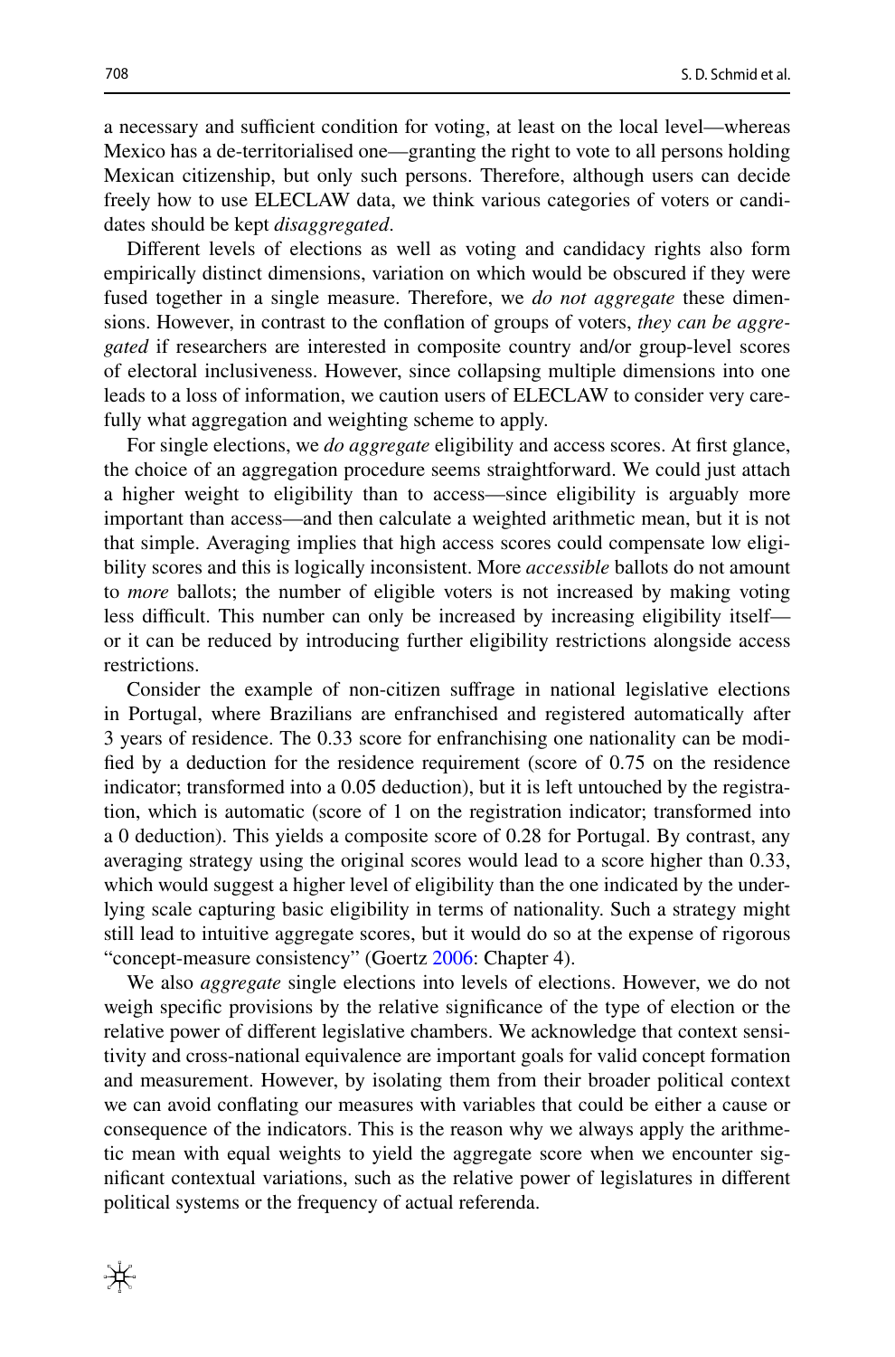a necessary and sufficient condition for voting, at least on the local level—whereas Mexico has a de-territorialised one—granting the right to vote to all persons holding Mexican citizenship, but only such persons. Therefore, although users can decide freely how to use ELECLAW data, we think various categories of voters or candidates should be kept *disaggregated*.

Different levels of elections as well as voting and candidacy rights also form empirically distinct dimensions, variation on which would be obscured if they were fused together in a single measure. Therefore, we *do not aggregate* these dimensions. However, in contrast to the conflation of groups of voters, *they can be aggregated* if researchers are interested in composite country and/or group-level scores of electoral inclusiveness. However, since collapsing multiple dimensions into one leads to a loss of information, we caution users of ELECLAW to consider very carefully what aggregation and weighting scheme to apply.

For single elections, we *do aggregate* eligibility and access scores. At first glance, the choice of an aggregation procedure seems straightforward. We could just attach a higher weight to eligibility than to access—since eligibility is arguably more important than access—and then calculate a weighted arithmetic mean, but it is not that simple. Averaging implies that high access scores could compensate low eligibility scores and this is logically inconsistent. More *accessible* ballots do not amount to *more* ballots; the number of eligible voters is not increased by making voting less difficult. This number can only be increased by increasing eligibility itself—or it can be reduced by introducing further eligibility restrictions alongside access restrictions.

Consider the example of non-citizen suffrage in national legislative elections in Portugal, where Brazilians are enfranchised and registered automatically after 3 years of residence. The 0.33 score for enfranchising one nationality can be modified by a deduction for the residence requirement (score of 0.75 on the residence indicator; transformed into a 0.05 deduction), but it is left untouched by the registration, which is automatic (score of 1 on the registration indicator; transformed into a 0 deduction). This yields a composite score of 0.28 for Portugal. By contrast, any averaging strategy using the original scores would lead to a score higher than 0.33, which would suggest a higher level of eligibility than the one indicated by the underlying scale capturing basic eligibility in terms of nationality. Such a strategy might still lead to intuitive aggregate scores, but it would do so at the expense of rigorous "concept-measure consistency" (Goertz 2006: Chapter 4).

We also *aggregate* single elections into levels of elections. However, we do not weigh specific provisions by the relative significance of the type of election or the relative power of different legislative chambers. We acknowledge that context sensitivity and cross-national equivalence are important goals for valid concept formation and measurement. However, by isolating them from their broader political context we can avoid conflating our measures with variables that could be either a cause or consequence of the indicators. This is the reason why we always apply the arithmetic mean with equal weights to yield the aggregate score when we encounter significant contextual variations, such as the relative power of legislatures in different political systems or the frequency of actual referenda.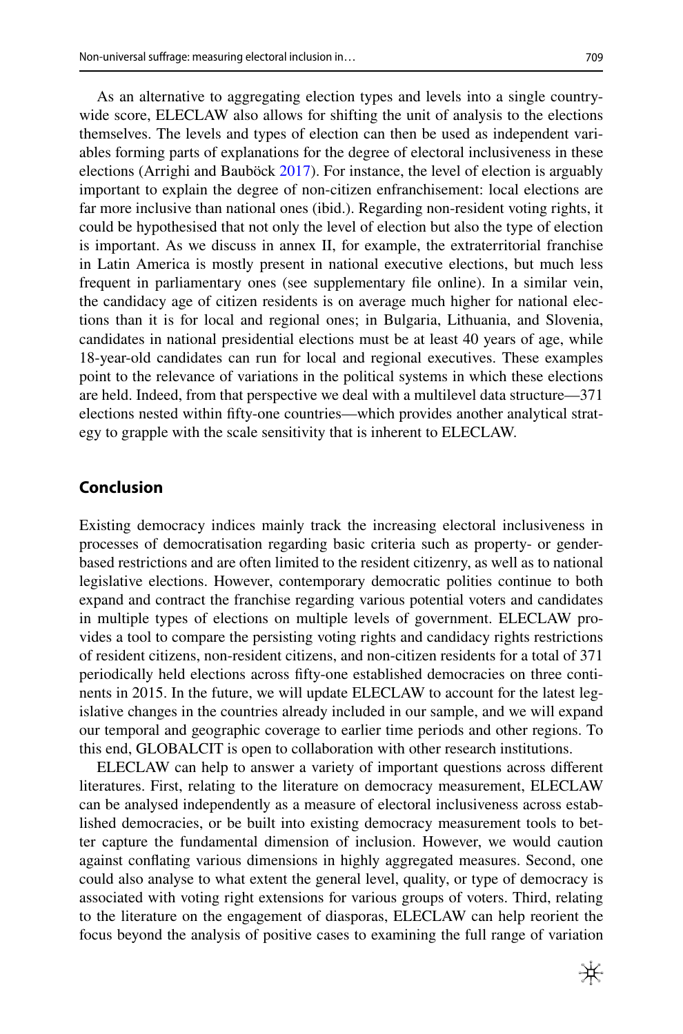As an alternative to aggregating election types and levels into a single country-wide score, ELECLAW also allows for shifting the unit of analysis to the elections themselves. The levels and types of election can then be used as independent variables forming parts of explanations for the degree of electoral inclusiveness in these elections (Arrighi and Bauböck 2017). For instance, the level of election is arguably important to explain the degree of non-citizen enfranchisement: local elections are far more inclusive than national ones (ibid.). Regarding non-resident voting rights, it could be hypothesised that not only the level of election but also the type of election is important. As we discuss in annex II, for example, the extraterritorial franchise in Latin America is mostly present in national executive elections, but much less frequent in parliamentary ones (see supplementary file online). In a similar vein, the candidacy age of citizen residents is on average much higher for national elections than it is for local and regional ones; in Bulgaria, Lithuania, and Slovenia, candidates in national presidential elections must be at least 40 years of age, while 18-year-old candidates can run for local and regional executives. These examples point to the relevance of variations in the political systems in which these elections are held. Indeed, from that perspective we deal with a multilevel data structure—371 elections nested within fifty-one countries—which provides another analytical strategy to grapple with the scale sensitivity that is inherent to ELECLAW.

## Conclusion

Existing democracy indices mainly track the increasing electoral inclusiveness in processes of democratisation regarding basic criteria such as property- or gender-based restrictions and are often limited to the resident citizenry, as well as to national legislative elections. However, contemporary democratic polities continue to both expand and contract the franchise regarding various potential voters and candidates in multiple types of elections on multiple levels of government. ELECLAW provides a tool to compare the persisting voting rights and candidacy rights restrictions of resident citizens, non-resident citizens, and non-citizen residents for a total of 371 periodically held elections across fifty-one established democracies on three continents in 2015. In the future, we will update ELECLAW to account for the latest legislative changes in the countries already included in our sample, and we will expand our temporal and geographic coverage to earlier time periods and other regions. To this end, GLOBALCIT is open to collaboration with other research institutions.

ELECLAW can help to answer a variety of important questions across different literatures. First, relating to the literature on democracy measurement, ELECLAW can be analysed independently as a measure of electoral inclusiveness across established democracies, or be built into existing democracy measurement tools to better capture the fundamental dimension of inclusion. However, we would caution against conflating various dimensions in highly aggregated measures. Second, one could also analyse to what extent the general level, quality, or type of democracy is associated with voting right extensions for various groups of voters. Third, relating to the literature on the engagement of diasporas, ELECLAW can help reorient the focus beyond the analysis of positive cases to examining the full range of variation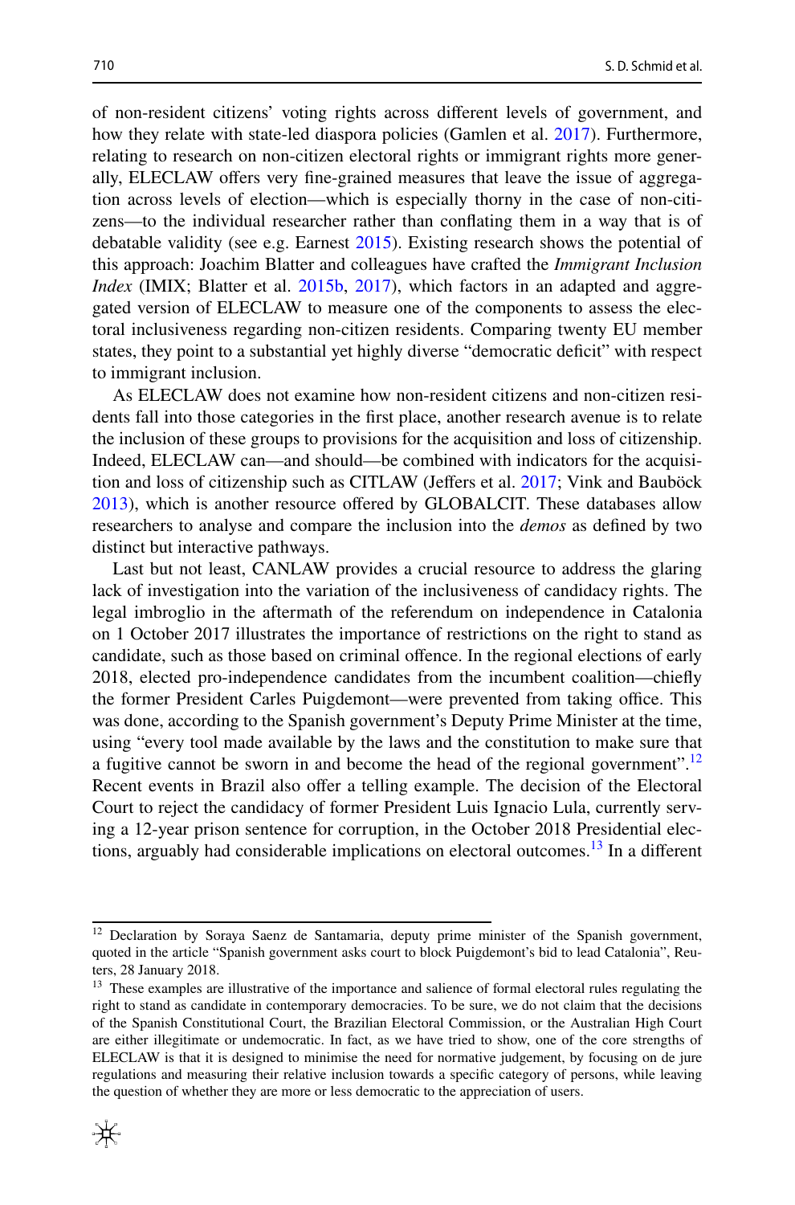of non-resident citizens' voting rights across different levels of government, and how they relate with state-led diaspora policies (Gamlen et al. 2017). Furthermore, relating to research on non-citizen electoral rights or immigrant rights more generally, ELECLAW offers very fine-grained measures that leave the issue of aggregation across levels of election—which is especially thorny in the case of non-citizens—to the individual researcher rather than conflating them in a way that is of debatable validity (see e.g. Earnest 2015). Existing research shows the potential of this approach: Joachim Blatter and colleagues have crafted the *Immigrant Inclusion Index* (IMIX; Blatter et al. 2015b, 2017), which factors in an adapted and aggregated version of ELECLAW to measure one of the components to assess the electoral inclusiveness regarding non-citizen residents. Comparing twenty EU member states, they point to a substantial yet highly diverse "democratic deficit" with respect to immigrant inclusion.

As ELECLAW does not examine how non-resident citizens and non-citizen residents fall into those categories in the first place, another research avenue is to relate the inclusion of these groups to provisions for the acquisition and loss of citizenship. Indeed, ELECLAW can—and should—be combined with indicators for the acquisition and loss of citizenship such as CITLAW (Jeffers et al. 2017; Vink and Bauböck 2013), which is another resource offered by GLOBALCIT. These databases allow researchers to analyse and compare the inclusion into the *demos* as defined by two distinct but interactive pathways.

Last but not least, CANLAW provides a crucial resource to address the glaring lack of investigation into the variation of the inclusiveness of candidacy rights. The legal imbroglio in the aftermath of the referendum on independence in Catalonia on 1 October 2017 illustrates the importance of restrictions on the right to stand as candidate, such as those based on criminal offence. In the regional elections of early 2018, elected pro-independence candidates from the incumbent coalition—chiefly the former President Carles Puigdemont—were prevented from taking office. This was done, according to the Spanish government's Deputy Prime Minister at the time, using "every tool made available by the laws and the constitution to make sure that a fugitive cannot be sworn in and become the head of the regional government".[12] Recent events in Brazil also offer a telling example. The decision of the Electoral Court to reject the candidacy of former President Luis Ignacio Lula, currently serving a 12-year prison sentence for corruption, in the October 2018 Presidential elections, arguably had considerable implications on electoral outcomes.[13] In a different

---

[12] Declaration by Soraya Saenz de Santamaria, deputy prime minister of the Spanish government, quoted in the article "Spanish government asks court to block Puigdemont's bid to lead Catalonia", Reuters, 28 January 2018.

[13] These examples are illustrative of the importance and salience of formal electoral rules regulating the right to stand as candidate in contemporary democracies. To be sure, we do not claim that the decisions of the Spanish Constitutional Court, the Brazilian Electoral Commission, or the Australian High Court are either illegitimate or undemocratic. In fact, as we have tried to show, one of the core strengths of ELECLAW is that it is designed to minimise the need for normative judgement, by focusing on de jure regulations and measuring their relative inclusion towards a specific category of persons, while leaving the question of whether they are more or less democratic to the appreciation of users.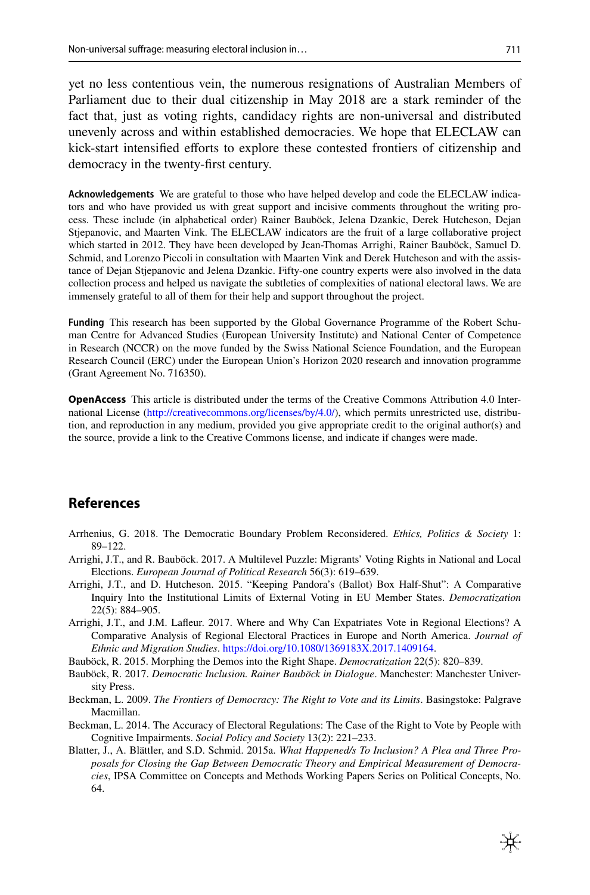yet no less contentious vein, the numerous resignations of Australian Members of Parliament due to their dual citizenship in May 2018 are a stark reminder of the fact that, just as voting rights, candidacy rights are non-universal and distributed unevenly across and within established democracies. We hope that ELECLAW can kick-start intensified efforts to explore these contested frontiers of citizenship and democracy in the twenty-first century.

**Acknowledgements** We are grateful to those who have helped develop and code the ELECLAW indicators and who have provided us with great support and incisive comments throughout the writing process. These include (in alphabetical order) Rainer Bauböck, Jelena Dzankic, Derek Hutcheson, Dejan Stjepanovic, and Maarten Vink. The ELECLAW indicators are the fruit of a large collaborative project which started in 2012. They have been developed by Jean-Thomas Arrighi, Rainer Bauböck, Samuel D. Schmid, and Lorenzo Piccoli in consultation with Maarten Vink and Derek Hutcheson and with the assistance of Dejan Stjepanovic and Jelena Dzankic. Fifty-one country experts were also involved in the data collection process and helped us navigate the subtleties of complexities of national electoral laws. We are immensely grateful to all of them for their help and support throughout the project.

**Funding** This research has been supported by the Global Governance Programme of the Robert Schuman Centre for Advanced Studies (European University Institute) and National Center of Competence in Research (NCCR) on the move funded by the Swiss National Science Foundation, and the European Research Council (ERC) under the European Union's Horizon 2020 research and innovation programme (Grant Agreement No. 716350).

**OpenAccess** This article is distributed under the terms of the Creative Commons Attribution 4.0 International License (http://creativecommons.org/licenses/by/4.0/), which permits unrestricted use, distribution, and reproduction in any medium, provided you give appropriate credit to the original author(s) and the source, provide a link to the Creative Commons license, and indicate if changes were made.

## References

Arrhenius, G. 2018. The Democratic Boundary Problem Reconsidered. *Ethics, Politics & Society* 1: 89–122.

Arrighi, J.T., and R. Bauböck. 2017. A Multilevel Puzzle: Migrants' Voting Rights in National and Local Elections. *European Journal of Political Research* 56(3): 619–639.

Arrighi, J.T., and D. Hutcheson. 2015. "Keeping Pandora's (Ballot) Box Half-Shut": A Comparative Inquiry Into the Institutional Limits of External Voting in EU Member States. *Democratization* 22(5): 884–905.

Arrighi, J.T., and J.M. Lafleur. 2017. Where and Why Can Expatriates Vote in Regional Elections? A Comparative Analysis of Regional Electoral Practices in Europe and North America. *Journal of Ethnic and Migration Studies*. https://doi.org/10.1080/1369183X.2017.1409164.

Bauböck, R. 2015. Morphing the Demos into the Right Shape. *Democratization* 22(5): 820–839.

Bauböck, R. 2017. *Democratic Inclusion. Rainer Bauböck in Dialogue*. Manchester: Manchester University Press.

Beckman, L. 2009. *The Frontiers of Democracy: The Right to Vote and its Limits*. Basingstoke: Palgrave Macmillan.

Beckman, L. 2014. The Accuracy of Electoral Regulations: The Case of the Right to Vote by People with Cognitive Impairments. *Social Policy and Society* 13(2): 221–233.

Blatter, J., A. Blättler, and S.D. Schmid. 2015a. *What Happened/s To Inclusion? A Plea and Three Proposals for Closing the Gap Between Democratic Theory and Empirical Measurement of Democracies*, IPSA Committee on Concepts and Methods Working Papers Series on Political Concepts, No. 64.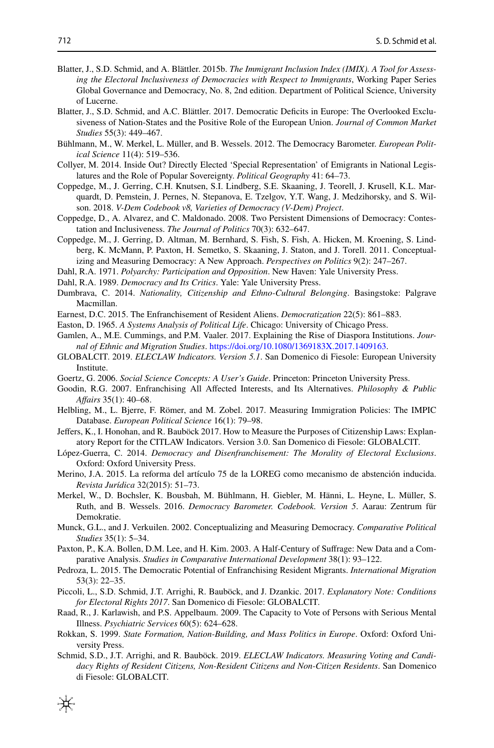Blatter, J., S.D. Schmid, and A. Blättler. 2015b. *The Immigrant Inclusion Index (IMIX). A Tool for Assessing the Electoral Inclusiveness of Democracies with Respect to Immigrants*, Working Paper Series Global Governance and Democracy, No. 8, 2nd edition. Department of Political Science, University of Lucerne.

Blatter, J., S.D. Schmid, and A.C. Blättler. 2017. Democratic Deficits in Europe: The Overlooked Exclusiveness of Nation-States and the Positive Role of the European Union. *Journal of Common Market Studies* 55(3): 449–467.

Bühlmann, M., W. Merkel, L. Müller, and B. Wessels. 2012. The Democracy Barometer. *European Political Science* 11(4): 519–536.

Collyer, M. 2014. Inside Out? Directly Elected 'Special Representation' of Emigrants in National Legislatures and the Role of Popular Sovereignty. *Political Geography* 41: 64–73.

Coppedge, M., J. Gerring, C.H. Knutsen, S.I. Lindberg, S.E. Skaaning, J. Teorell, J. Krusell, K.L. Marquardt, D. Pemstein, J. Pernes, N. Stepanova, E. Tzelgov, Y.T. Wang, J. Medzihorsky, and S. Wilson. 2018. *V-Dem Codebook v8, Varieties of Democracy (V-Dem) Project*.

Coppedge, D., A. Alvarez, and C. Maldonado. 2008. Two Persistent Dimensions of Democracy: Contestation and Inclusiveness. *The Journal of Politics* 70(3): 632–647.

Coppedge, M., J. Gerring, D. Altman, M. Bernhard, S. Fish, S. Fish, A. Hicken, M. Kroening, S. Lindberg, K. McMann, P. Paxton, H. Semetko, S. Skaaning, J. Staton, and J. Torell. 2011. Conceptualizing and Measuring Democracy: A New Approach. *Perspectives on Politics* 9(2): 247–267.

Dahl, R.A. 1971. *Polyarchy: Participation and Opposition*. New Haven: Yale University Press.

Dahl, R.A. 1989. *Democracy and Its Critics*. Yale: Yale University Press.

Dumbrava, C. 2014. *Nationality, Citizenship and Ethno-Cultural Belonging*. Basingstoke: Palgrave Macmillan.

Earnest, D.C. 2015. The Enfranchisement of Resident Aliens. *Democratization* 22(5): 861–883.

Easton, D. 1965. *A Systems Analysis of Political Life*. Chicago: University of Chicago Press.

Gamlen, A., M.E. Cummings, and P.M. Vaaler. 2017. Explaining the Rise of Diaspora Institutions. *Journal of Ethnic and Migration Studies*. https://doi.org/10.1080/1369183X.2017.1409163.

GLOBALCIT. 2019. *ELECLAW Indicators. Version 5.1*. San Domenico di Fiesole: European University Institute.

Goertz, G. 2006. *Social Science Concepts: A User's Guide*. Princeton: Princeton University Press.

Goodin, R.G. 2007. Enfranchising All Affected Interests, and Its Alternatives. *Philosophy & Public Affairs* 35(1): 40–68.

Helbling, M., L. Bjerre, F. Römer, and M. Zobel. 2017. Measuring Immigration Policies: The IMPIC Database. *European Political Science* 16(1): 79–98.

Jeffers, K., I. Honohan, and R. Bauböck 2017. How to Measure the Purposes of Citizenship Laws: Explanatory Report for the CITLAW Indicators. Version 3.0. San Domenico di Fiesole: GLOBALCIT.

López-Guerra, C. 2014. *Democracy and Disenfranchisement: The Morality of Electoral Exclusions*. Oxford: Oxford University Press.

Merino, J.A. 2015. La reforma del artículo 75 de la LOREG como mecanismo de abstención inducida. *Revista Jurídica* 32(2015): 51–73.

Merkel, W., D. Bochsler, K. Bousbah, M. Bühlmann, H. Giebler, M. Hänni, L. Heyne, L. Müller, S. Ruth, and B. Wessels. 2016. *Democracy Barometer. Codebook. Version 5*. Aarau: Zentrum für Demokratie.

Munck, G.L., and J. Verkuilen. 2002. Conceptualizing and Measuring Democracy. *Comparative Political Studies* 35(1): 5–34.

Paxton, P., K.A. Bollen, D.M. Lee, and H. Kim. 2003. A Half-Century of Suffrage: New Data and a Comparative Analysis. *Studies in Comparative International Development* 38(1): 93–122.

Pedroza, L. 2015. The Democratic Potential of Enfranchising Resident Migrants. *International Migration* 53(3): 22–35.

Piccoli, L., S.D. Schmid, J.T. Arrighi, R. Bauböck, and J. Dzankic. 2017. *Explanatory Note: Conditions for Electoral Rights 2017*. San Domenico di Fiesole: GLOBALCIT.

Raad, R., J. Karlawish, and P.S. Appelbaum. 2009. The Capacity to Vote of Persons with Serious Mental Illness. *Psychiatric Services* 60(5): 624–628.

Rokkan, S. 1999. *State Formation, Nation-Building, and Mass Politics in Europe*. Oxford: Oxford University Press.

Schmid, S.D., J.T. Arrighi, and R. Bauböck. 2019. *ELECLAW Indicators. Measuring Voting and Candidacy Rights of Resident Citizens, Non-Resident Citizens and Non-Citizen Residents*. San Domenico di Fiesole: GLOBALCIT.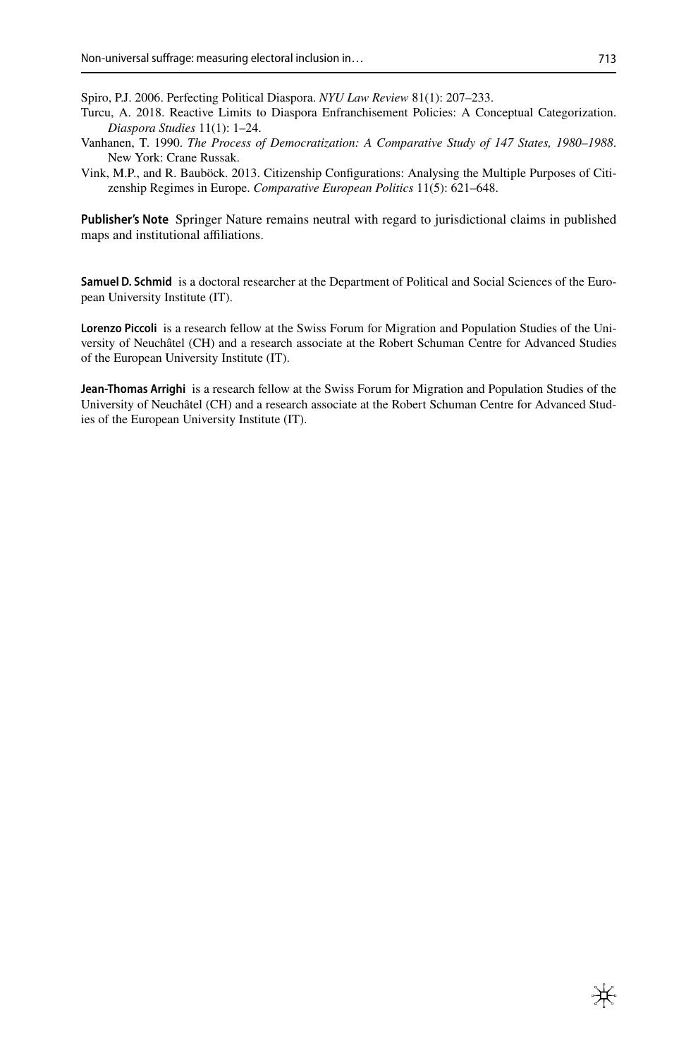Spiro, P.J. 2006. Perfecting Political Diaspora. *NYU Law Review* 81(1): 207–233.

Turcu, A. 2018. Reactive Limits to Diaspora Enfranchisement Policies: A Conceptual Categorization. *Diaspora Studies* 11(1): 1–24.

Vanhanen, T. 1990. *The Process of Democratization: A Comparative Study of 147 States, 1980–1988*. New York: Crane Russak.

Vink, M.P., and R. Bauböck. 2013. Citizenship Configurations: Analysing the Multiple Purposes of Citizenship Regimes in Europe. *Comparative European Politics* 11(5): 621–648.

**Publisher's Note** Springer Nature remains neutral with regard to jurisdictional claims in published maps and institutional affiliations.

**Samuel D. Schmid** is a doctoral researcher at the Department of Political and Social Sciences of the European University Institute (IT).

**Lorenzo Piccoli** is a research fellow at the Swiss Forum for Migration and Population Studies of the University of Neuchâtel (CH) and a research associate at the Robert Schuman Centre for Advanced Studies of the European University Institute (IT).

**Jean-Thomas Arrighi** is a research fellow at the Swiss Forum for Migration and Population Studies of the University of Neuchâtel (CH) and a research associate at the Robert Schuman Centre for Advanced Studies of the European University Institute (IT).